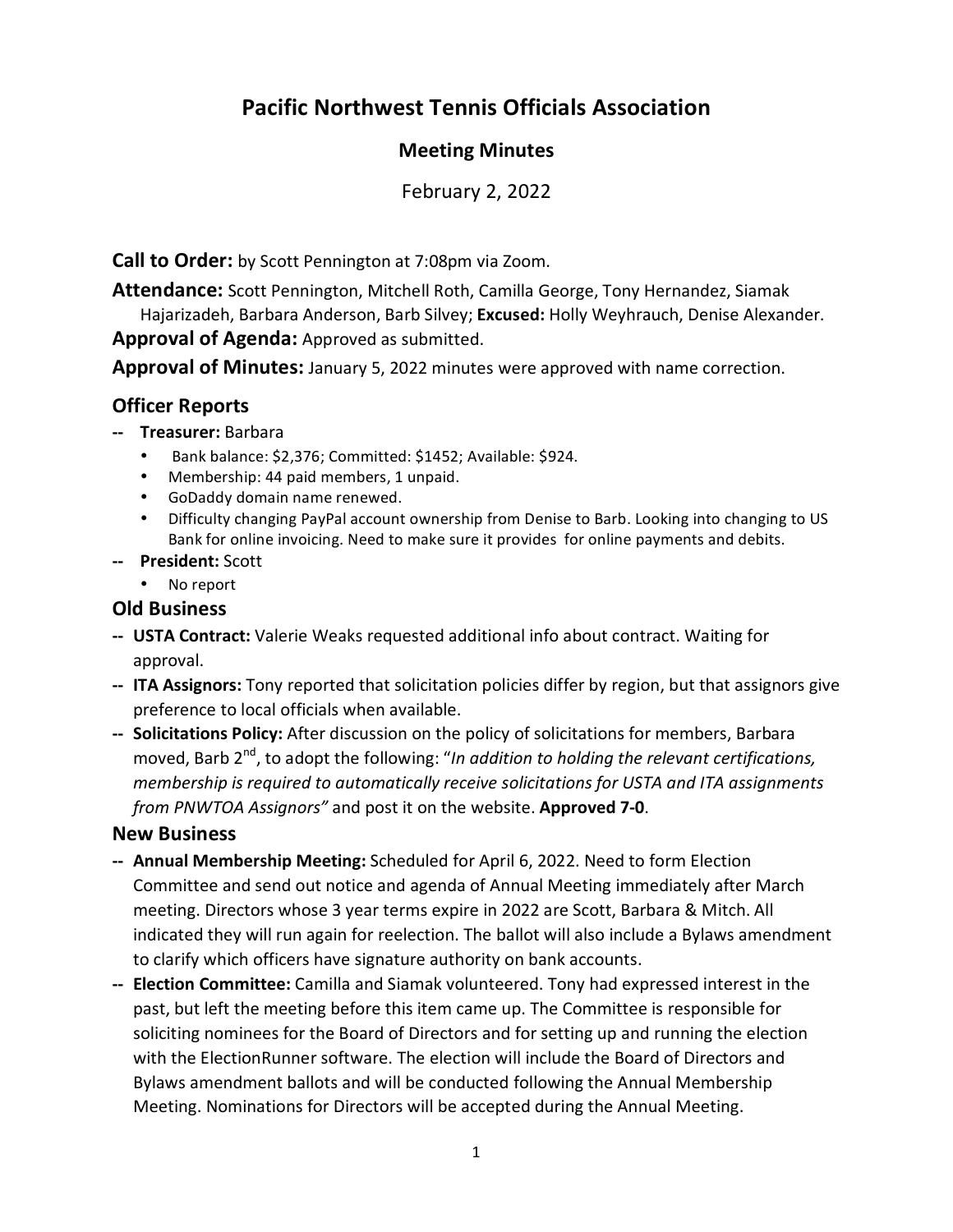# Pacific Northwest Tennis Officials Association

## Meeting Minutes

February 2, 2022

**Call to Order:** by Scott Pennington at 7:08pm via Zoom.

**Attendance:** Scott Pennington, Mitchell Roth, Camilla George, Tony Hernandez, Siamak Hajarizadeh, Barbara Anderson, Barb Silvey; **Excused:** Holly Weyhrauch, Denise Alexander.

**Approval of Agenda:** Approved as submitted.

**Approval of Minutes:** January 5, 2022 minutes were approved with name correction.

### Officer Reports

- **Treasurer:** Barbara
  - Bank balance: $2,376; Committed: $1452; Available: $924.
  - Membership: 44 paid members, 1 unpaid.
  - GoDaddy domain name renewed.
  - Difficulty changing PayPal account ownership from Denise to Barb. Looking into changing to US Bank for online invoicing. Need to make sure it provides for online payments and debits.
- **President:** Scott
  - No report

### Old Business

- **USTA Contract:** Valerie Weaks requested additional info about contract. Waiting for approval.
- **ITA Assignors:** Tony reported that solicitation policies differ by region, but that assignors give preference to local officials when available.
- **Solicitations Policy:** After discussion on the policy of solicitations for members, Barbara moved, Barb 2nd, to adopt the following: "*In addition to holding the relevant certifications, membership is required to automatically receive solicitations for USTA and ITA assignments from PNWTOA Assignors"* and post it on the website. **Approved 7-0**.

### New Business

- **Annual Membership Meeting:** Scheduled for April 6, 2022. Need to form Election Committee and send out notice and agenda of Annual Meeting immediately after March meeting. Directors whose 3 year terms expire in 2022 are Scott, Barbara & Mitch. All indicated they will run again for reelection. The ballot will also include a Bylaws amendment to clarify which officers have signature authority on bank accounts.
- **Election Committee:** Camilla and Siamak volunteered. Tony had expressed interest in the past, but left the meeting before this item came up. The Committee is responsible for soliciting nominees for the Board of Directors and for setting up and running the election with the ElectionRunner software. The election will include the Board of Directors and Bylaws amendment ballots and will be conducted following the Annual Membership Meeting. Nominations for Directors will be accepted during the Annual Meeting.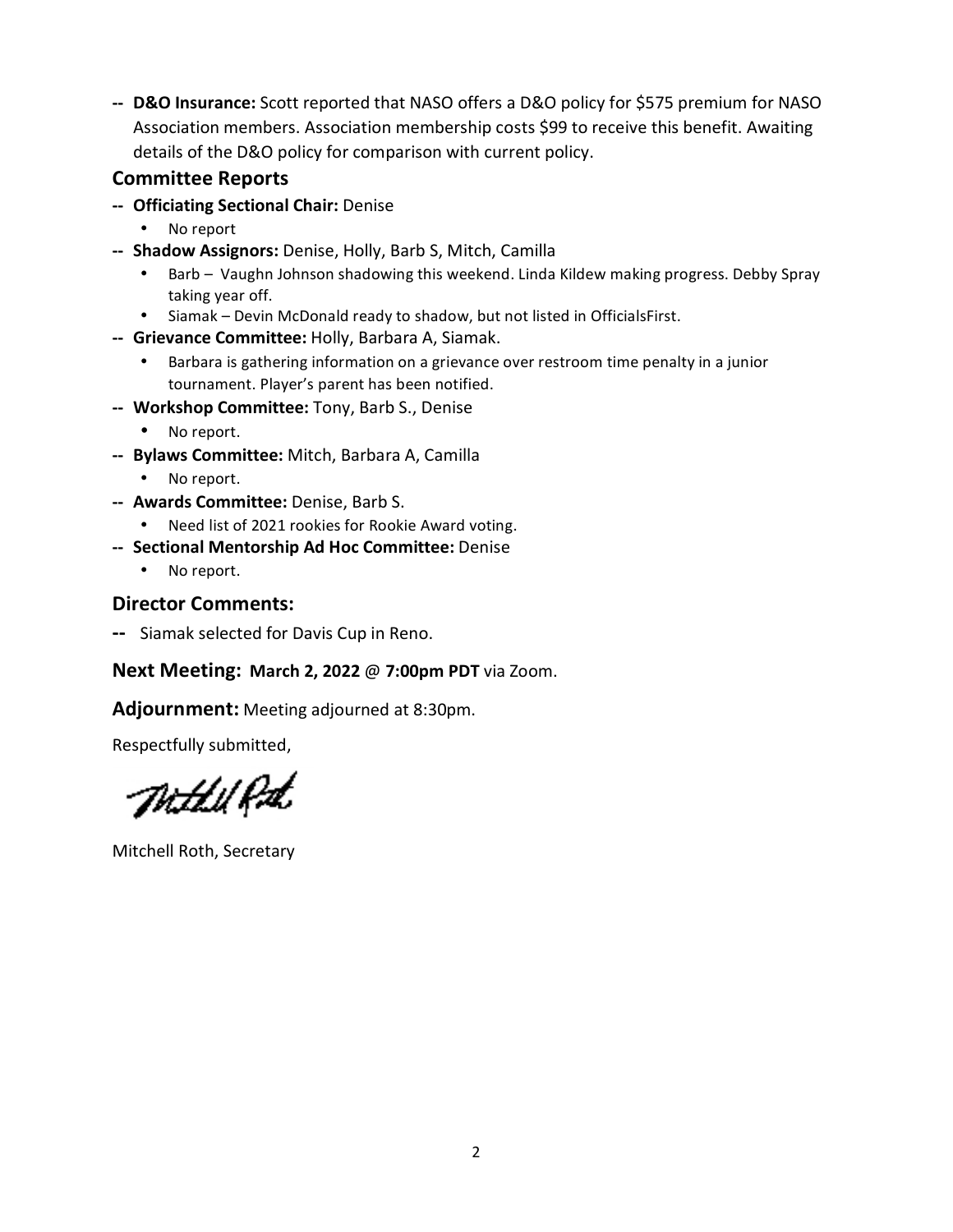-- **D&O Insurance:** Scott reported that NASO offers a D&O policy for $575 premium for NASO Association members. Association membership costs $99 to receive this benefit. Awaiting details of the D&O policy for comparison with current policy.

## Committee Reports

-- **Officiating Sectional Chair:** Denise
- No report

-- **Shadow Assignors:** Denise, Holly, Barb S, Mitch, Camilla
- Barb – Vaughn Johnson shadowing this weekend. Linda Kildew making progress. Debby Spray taking year off.
- Siamak – Devin McDonald ready to shadow, but not listed in OfficialsFirst.

-- **Grievance Committee:** Holly, Barbara A, Siamak.
- Barbara is gathering information on a grievance over restroom time penalty in a junior tournament. Player's parent has been notified.

-- **Workshop Committee:** Tony, Barb S., Denise
- No report.

-- **Bylaws Committee:** Mitch, Barbara A, Camilla
- No report.

-- **Awards Committee:** Denise, Barb S.
- Need list of 2021 rookies for Rookie Award voting.

-- **Sectional Mentorship Ad Hoc Committee:** Denise
- No report.

## Director Comments:

-- Siamak selected for Davis Cup in Reno.

**Next Meeting:** **March 2, 2022** @ **7:00pm PDT** via Zoom.

**Adjournment:** Meeting adjourned at 8:30pm.

Respectfully submitted,

Mitchell Roth, Secretary